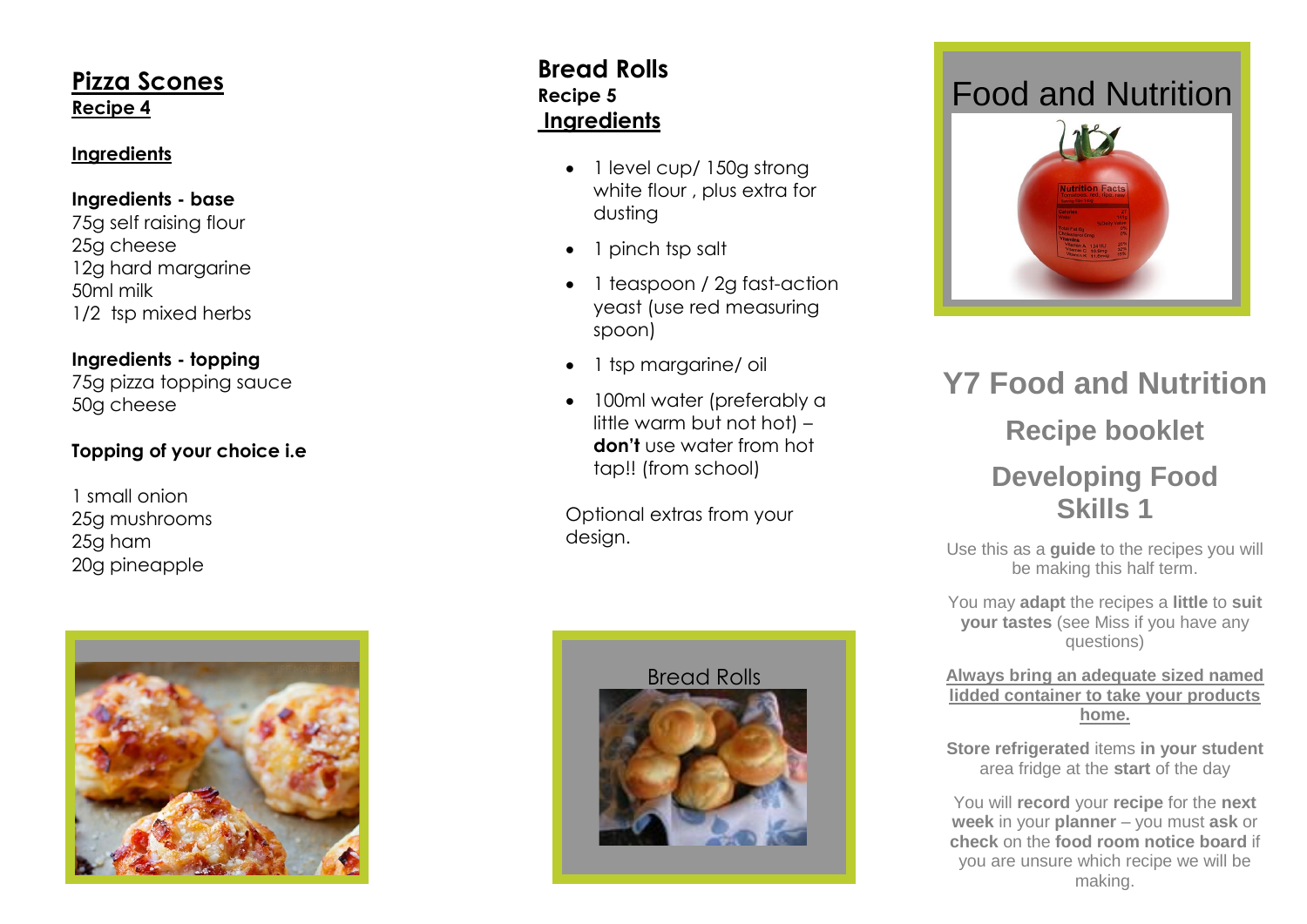## Pizza Scones

**Recipe 4**

**Ingredients**

**Ingredients - base**

75g self raising flour
25g cheese
12g hard margarine
50ml milk
1/2 tsp mixed herbs

**Ingredients - topping**

75g pizza topping sauce
50g cheese

**Topping of your choice i.e**

1 small onion
25g mushrooms
25g ham
20g pineapple

## Bread Rolls

**Recipe 5**

**Ingredients**

- 1 level cup/ 150g strong white flour , plus extra for dusting
- 1 pinch tsp salt
- 1 teaspoon / 2g fast-action yeast (use red measuring spoon)
- 1 tsp margarine/ oil
- 100ml water (preferably a little warm but not hot) – **don't** use water from hot tap!! (from school)

Optional extras from your design.

Bread Rolls

# Food and Nutrition

## Y7 Food and Nutrition

### Recipe booklet

### Developing Food Skills 1

Use this as a **guide** to the recipes you will be making this half term.

You may **adapt** the recipes a **little** to **suit your tastes** (see Miss if you have any questions)

**Always bring an adequate sized named lidded container to take your products home.**

**Store refrigerated** items **in your student** area fridge at the **start** of the day

You will **record** your **recipe** for the **next week** in your **planner** – you must **ask** or **check** on the **food room notice board** if you are unsure which recipe we will be making.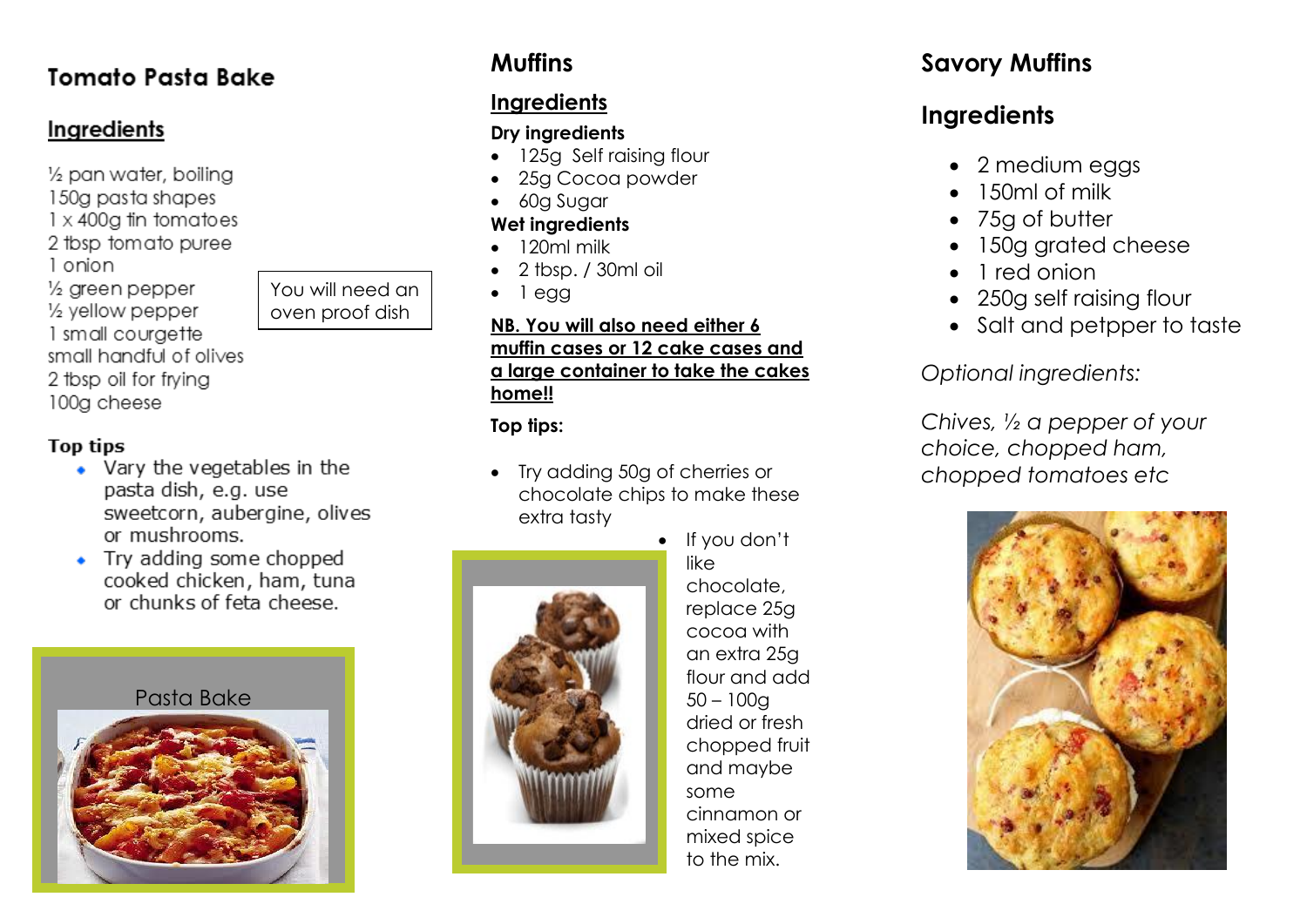## Tomato Pasta Bake

### Ingredients

½ pan water, boiling
150g pasta shapes
1 x 400g tin tomatoes
2 tbsp tomato puree
1 onion
½ green pepper
½ yellow pepper
1 small courgette
small handful of olives
2 tbsp oil for frying
100g cheese

You will need an oven proof dish

**Top tips**

- Vary the vegetables in the pasta dish, e.g. use sweetcorn, aubergine, olives or mushrooms.
- Try adding some chopped cooked chicken, ham, tuna or chunks of feta cheese.

Pasta Bake

## Muffins

### Ingredients

**Dry ingredients**

- 125g Self raising flour
- 25g Cocoa powder
- 60g Sugar

**Wet ingredients**

- 120ml milk
- 2 tbsp. / 30ml oil
- 1 egg

**NB. You will also need either 6 muffin cases or 12 cake cases and a large container to take the cakes home!!**

**Top tips:**

- Try adding 50g of cherries or chocolate chips to make these extra tasty
- If you don't like chocolate, replace 25g cocoa with an extra 25g flour and add 50 – 100g dried or fresh chopped fruit and maybe some cinnamon or mixed spice to the mix.

## Savory Muffins

### Ingredients

- 2 medium eggs
- 150ml of milk
- 75g of butter
- 150g grated cheese
- 1 red onion
- 250g self raising flour
- Salt and petpper to taste

*Optional ingredients:*

*Chives, ½ a pepper of your choice, chopped ham, chopped tomatoes etc*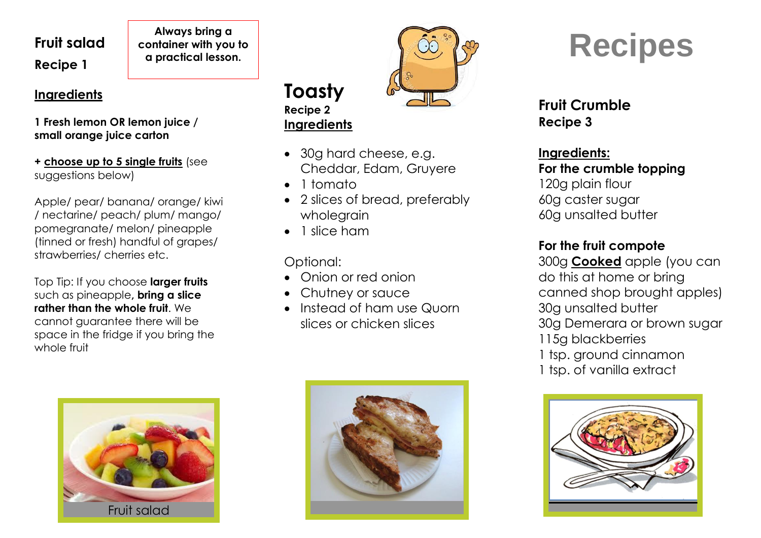## Fruit salad

### Recipe 1

**Always bring a container with you to a practical lesson.**

**Ingredients**

**1 Fresh lemon OR lemon juice / small orange juice carton**

**+ choose up to 5 single fruits** (see suggestions below)

Apple/ pear/ banana/ orange/ kiwi / nectarine/ peach/ plum/ mango/ pomegranate/ melon/ pineapple (tinned or fresh) handful of grapes/ strawberries/ cherries etc.

Top Tip: If you choose **larger fruits** such as pineapple**, bring a slice rather than the whole fruit**. We cannot guarantee there will be space in the fridge if you bring the whole fruit

Fruit salad

## Toasty

### Recipe 2

**Ingredients**

- 30g hard cheese, e.g. Cheddar, Edam, Gruyere
- 1 tomato
- 2 slices of bread, preferably wholegrain
- 1 slice ham

Optional:

- Onion or red onion
- Chutney or sauce
- Instead of ham use Quorn slices or chicken slices

# Recipes

## Fruit Crumble

### Recipe 3

**Ingredients:**

**For the crumble topping**

120g plain flour
60g caster sugar
60g unsalted butter

**For the fruit compote**

300g **Cooked** apple (you can do this at home or bring canned shop brought apples)
30g unsalted butter
30g Demerara or brown sugar
115g blackberries
1 tsp. ground cinnamon
1 tsp. of vanilla extract